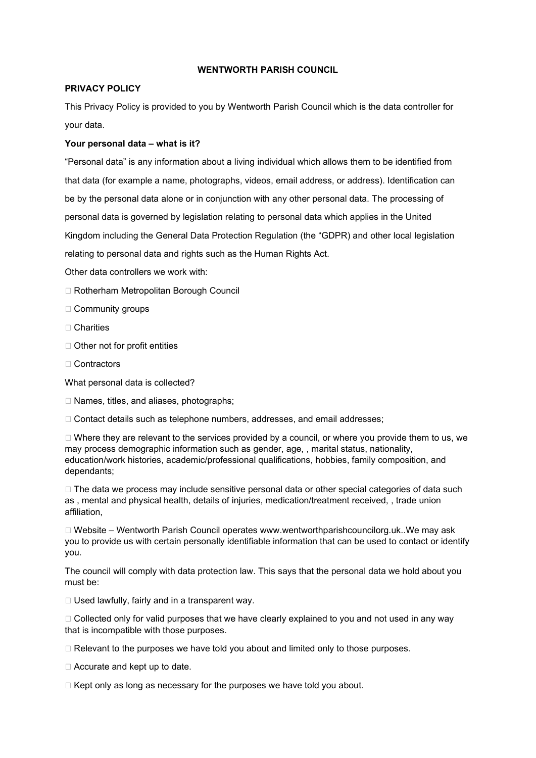**WENTWORTH PARISH COUNCIL**

**PRIVACY POLICY**

This Privacy Policy is provided to you by Wentworth Parish Council which is the data controller for your data.

**Your personal data – what is it?**

"Personal data" is any information about a living individual which allows them to be identified from that data (for example a name, photographs, videos, email address, or address). Identification can be by the personal data alone or in conjunction with any other personal data. The processing of personal data is governed by legislation relating to personal data which applies in the United Kingdom including the General Data Protection Regulation (the "GDPR) and other local legislation relating to personal data and rights such as the Human Rights Act.

Other data controllers we work with:

- Rotherham Metropolitan Borough Council
- Community groups
- Charities
- Other not for profit entities
- Contractors

What personal data is collected?

- Names, titles, and aliases, photographs;
- Contact details such as telephone numbers, addresses, and email addresses;
- Where they are relevant to the services provided by a council, or where you provide them to us, we may process demographic information such as gender, age, , marital status, nationality, education/work histories, academic/professional qualifications, hobbies, family composition, and dependants;
- The data we process may include sensitive personal data or other special categories of data such as , mental and physical health, details of injuries, medication/treatment received, , trade union affiliation,
- Website – Wentworth Parish Council operates www.wentworthparishcouncilorg.uk..We may ask you to provide us with certain personally identifiable information that can be used to contact or identify you.

The council will comply with data protection law. This says that the personal data we hold about you must be:

- Used lawfully, fairly and in a transparent way.
- Collected only for valid purposes that we have clearly explained to you and not used in any way that is incompatible with those purposes.
- Relevant to the purposes we have told you about and limited only to those purposes.
- Accurate and kept up to date.
- Kept only as long as necessary for the purposes we have told you about.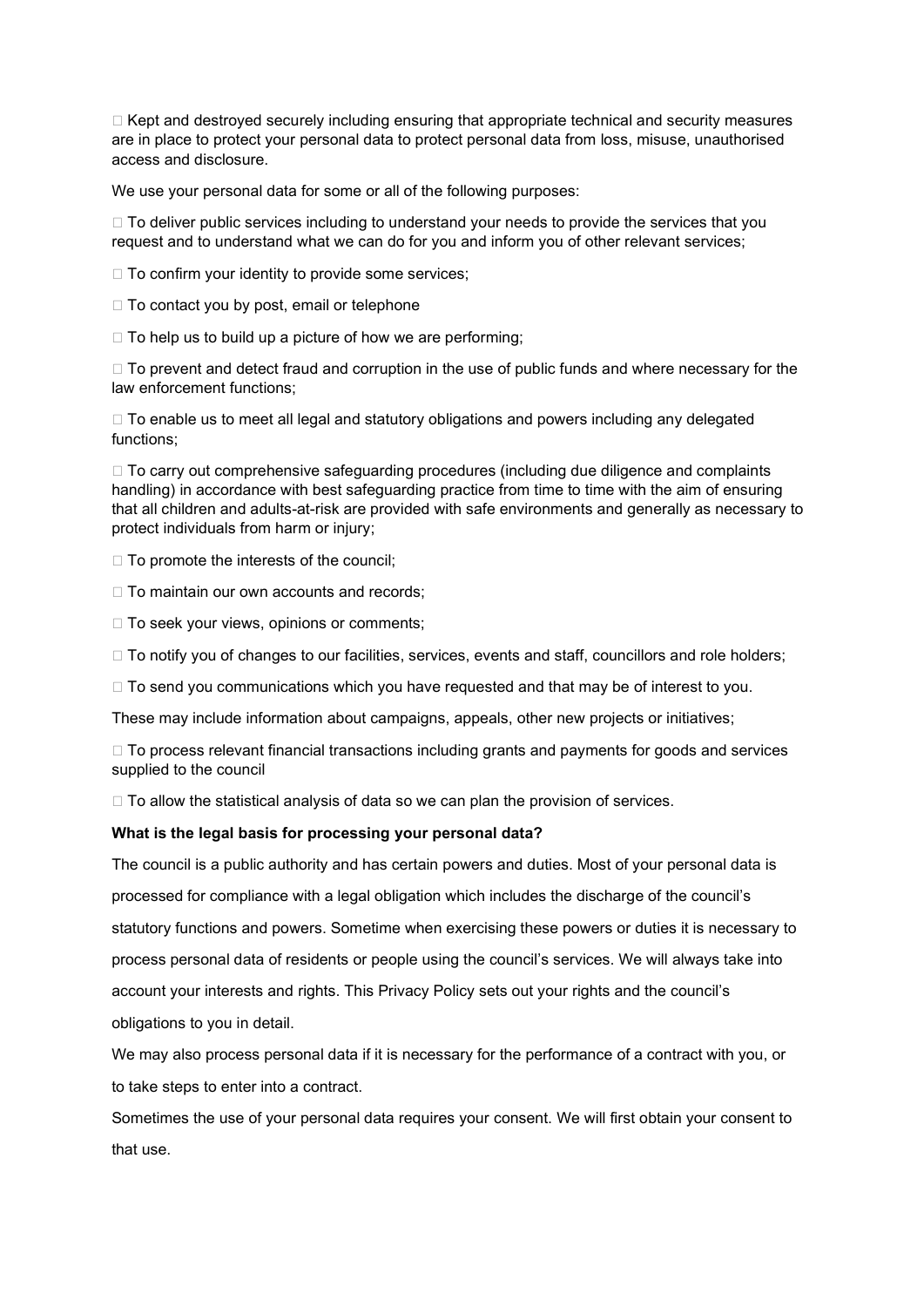- Kept and destroyed securely including ensuring that appropriate technical and security measures are in place to protect your personal data to protect personal data from loss, misuse, unauthorised access and disclosure.

We use your personal data for some or all of the following purposes:

- To deliver public services including to understand your needs to provide the services that you request and to understand what we can do for you and inform you of other relevant services;
- To confirm your identity to provide some services;
- To contact you by post, email or telephone
- To help us to build up a picture of how we are performing;
- To prevent and detect fraud and corruption in the use of public funds and where necessary for the law enforcement functions;
- To enable us to meet all legal and statutory obligations and powers including any delegated functions;
- To carry out comprehensive safeguarding procedures (including due diligence and complaints handling) in accordance with best safeguarding practice from time to time with the aim of ensuring that all children and adults-at-risk are provided with safe environments and generally as necessary to protect individuals from harm or injury;
- To promote the interests of the council;
- To maintain our own accounts and records;
- To seek your views, opinions or comments;
- To notify you of changes to our facilities, services, events and staff, councillors and role holders;
- To send you communications which you have requested and that may be of interest to you.

These may include information about campaigns, appeals, other new projects or initiatives;

- To process relevant financial transactions including grants and payments for goods and services supplied to the council
- To allow the statistical analysis of data so we can plan the provision of services.

**What is the legal basis for processing your personal data?**

The council is a public authority and has certain powers and duties. Most of your personal data is processed for compliance with a legal obligation which includes the discharge of the council's statutory functions and powers. Sometime when exercising these powers or duties it is necessary to process personal data of residents or people using the council's services. We will always take into account your interests and rights. This Privacy Policy sets out your rights and the council's obligations to you in detail.

We may also process personal data if it is necessary for the performance of a contract with you, or to take steps to enter into a contract.

Sometimes the use of your personal data requires your consent. We will first obtain your consent to that use.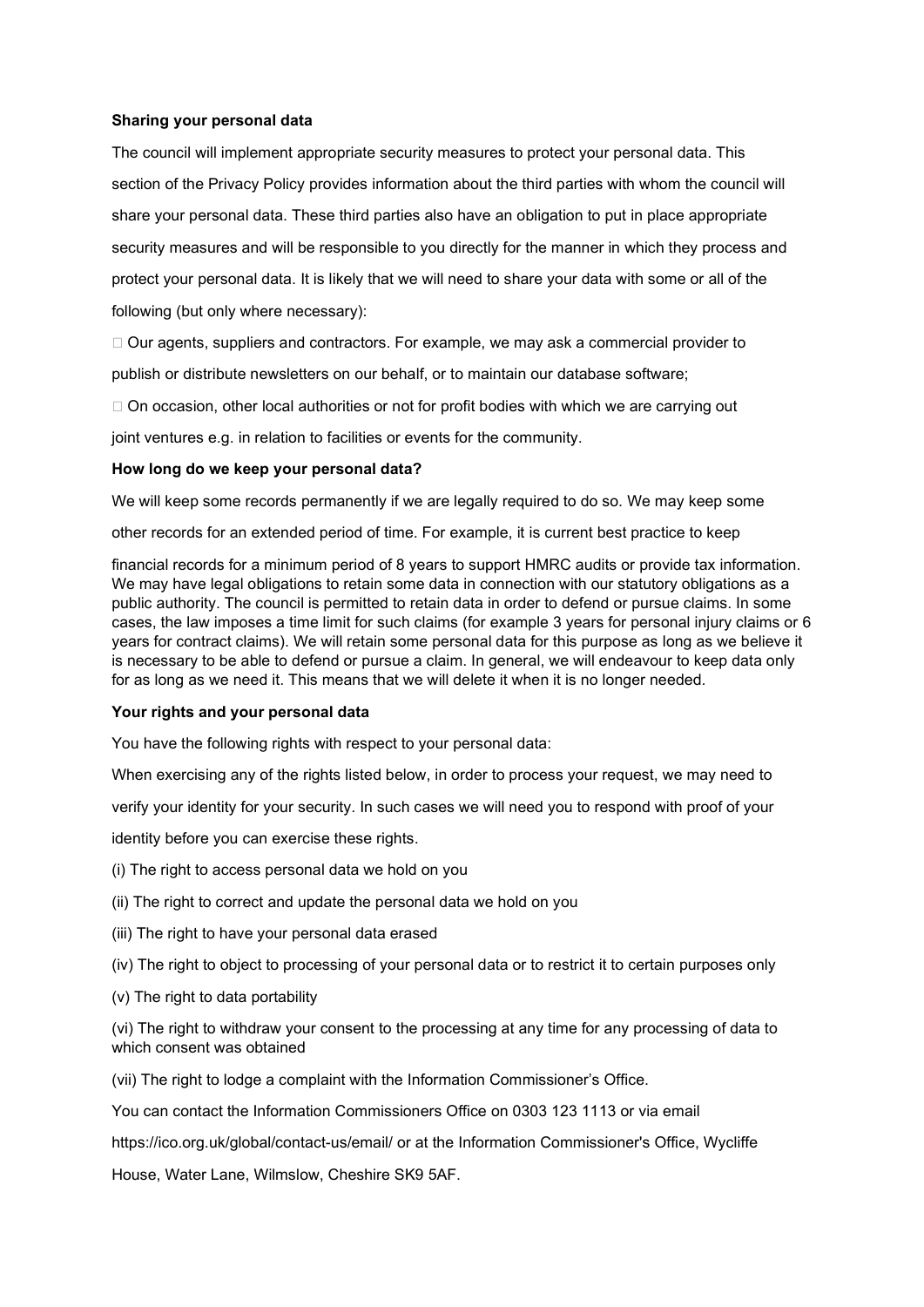**Sharing your personal data**

The council will implement appropriate security measures to protect your personal data. This section of the Privacy Policy provides information about the third parties with whom the council will share your personal data. These third parties also have an obligation to put in place appropriate security measures and will be responsible to you directly for the manner in which they process and protect your personal data. It is likely that we will need to share your data with some or all of the following (but only where necessary):

- Our agents, suppliers and contractors. For example, we may ask a commercial provider to publish or distribute newsletters on our behalf, or to maintain our database software;
- On occasion, other local authorities or not for profit bodies with which we are carrying out joint ventures e.g. in relation to facilities or events for the community.

**How long do we keep your personal data?**

We will keep some records permanently if we are legally required to do so. We may keep some other records for an extended period of time. For example, it is current best practice to keep financial records for a minimum period of 8 years to support HMRC audits or provide tax information. We may have legal obligations to retain some data in connection with our statutory obligations as a public authority. The council is permitted to retain data in order to defend or pursue claims. In some cases, the law imposes a time limit for such claims (for example 3 years for personal injury claims or 6 years for contract claims). We will retain some personal data for this purpose as long as we believe it is necessary to be able to defend or pursue a claim. In general, we will endeavour to keep data only for as long as we need it. This means that we will delete it when it is no longer needed.

**Your rights and your personal data**

You have the following rights with respect to your personal data:

When exercising any of the rights listed below, in order to process your request, we may need to verify your identity for your security. In such cases we will need you to respond with proof of your identity before you can exercise these rights.

(i) The right to access personal data we hold on you

(ii) The right to correct and update the personal data we hold on you

(iii) The right to have your personal data erased

(iv) The right to object to processing of your personal data or to restrict it to certain purposes only

(v) The right to data portability

(vi) The right to withdraw your consent to the processing at any time for any processing of data to which consent was obtained

(vii) The right to lodge a complaint with the Information Commissioner's Office.

You can contact the Information Commissioners Office on 0303 123 1113 or via email https://ico.org.uk/global/contact-us/email/ or at the Information Commissioner's Office, Wycliffe House, Water Lane, Wilmslow, Cheshire SK9 5AF.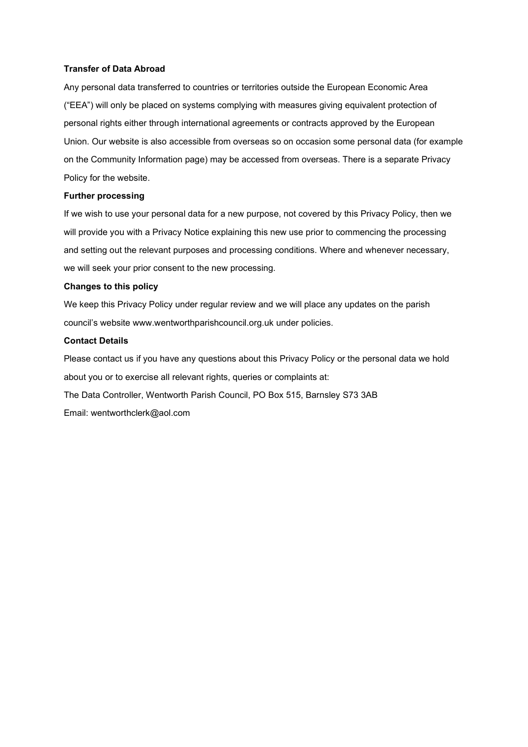**Transfer of Data Abroad**

Any personal data transferred to countries or territories outside the European Economic Area ("EEA") will only be placed on systems complying with measures giving equivalent protection of personal rights either through international agreements or contracts approved by the European Union. Our website is also accessible from overseas so on occasion some personal data (for example on the Community Information page) may be accessed from overseas. There is a separate Privacy Policy for the website.

**Further processing**

If we wish to use your personal data for a new purpose, not covered by this Privacy Policy, then we will provide you with a Privacy Notice explaining this new use prior to commencing the processing and setting out the relevant purposes and processing conditions. Where and whenever necessary, we will seek your prior consent to the new processing.

**Changes to this policy**

We keep this Privacy Policy under regular review and we will place any updates on the parish council's website www.wentworthparishcouncil.org.uk under policies.

**Contact Details**

Please contact us if you have any questions about this Privacy Policy or the personal data we hold about you or to exercise all relevant rights, queries or complaints at:

The Data Controller, Wentworth Parish Council, PO Box 515, Barnsley S73 3AB

Email: wentworthclerk@aol.com